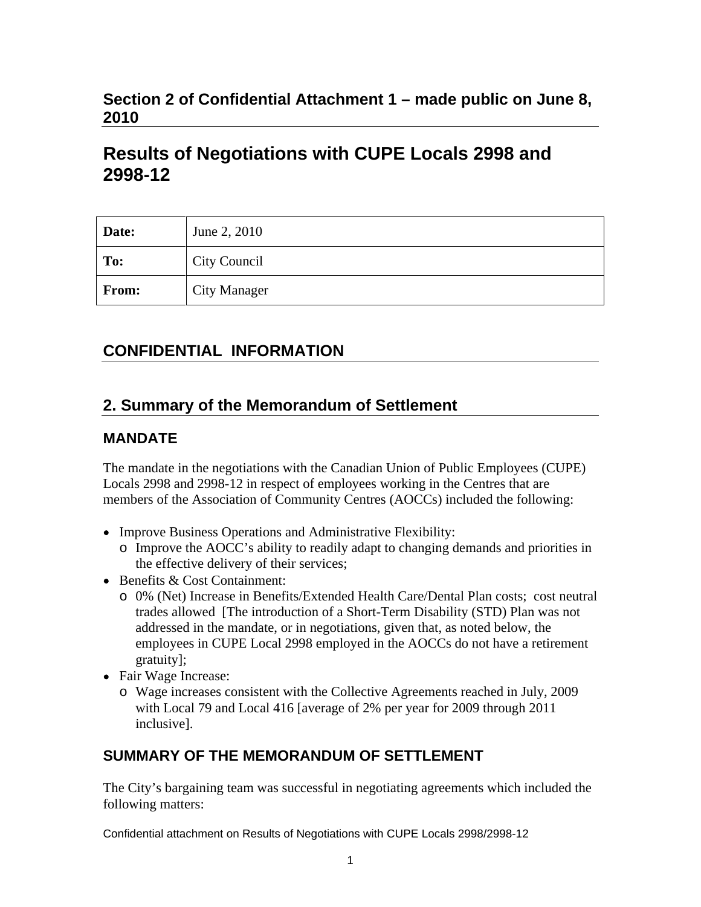**Section 2 of Confidential Attachment 1 – made public on June 8, 2010**

# Results of Negotiations with CUPE Locals 2998 and 2998-12

| Date: | June 2, 2010 |
|---|---|
| To: | City Council |
| From: | City Manager |

## CONFIDENTIAL INFORMATION

## 2. Summary of the Memorandum of Settlement

### MANDATE

The mandate in the negotiations with the Canadian Union of Public Employees (CUPE) Locals 2998 and 2998-12 in respect of employees working in the Centres that are members of the Association of Community Centres (AOCCs) included the following:

- Improve Business Operations and Administrative Flexibility:
  - Improve the AOCC's ability to readily adapt to changing demands and priorities in the effective delivery of their services;
- Benefits & Cost Containment:
  - 0% (Net) Increase in Benefits/Extended Health Care/Dental Plan costs; cost neutral trades allowed [The introduction of a Short-Term Disability (STD) Plan was not addressed in the mandate, or in negotiations, given that, as noted below, the employees in CUPE Local 2998 employed in the AOCCs do not have a retirement gratuity];
- Fair Wage Increase:
  - Wage increases consistent with the Collective Agreements reached in July, 2009 with Local 79 and Local 416 [average of 2% per year for 2009 through 2011 inclusive].

### SUMMARY OF THE MEMORANDUM OF SETTLEMENT

The City's bargaining team was successful in negotiating agreements which included the following matters: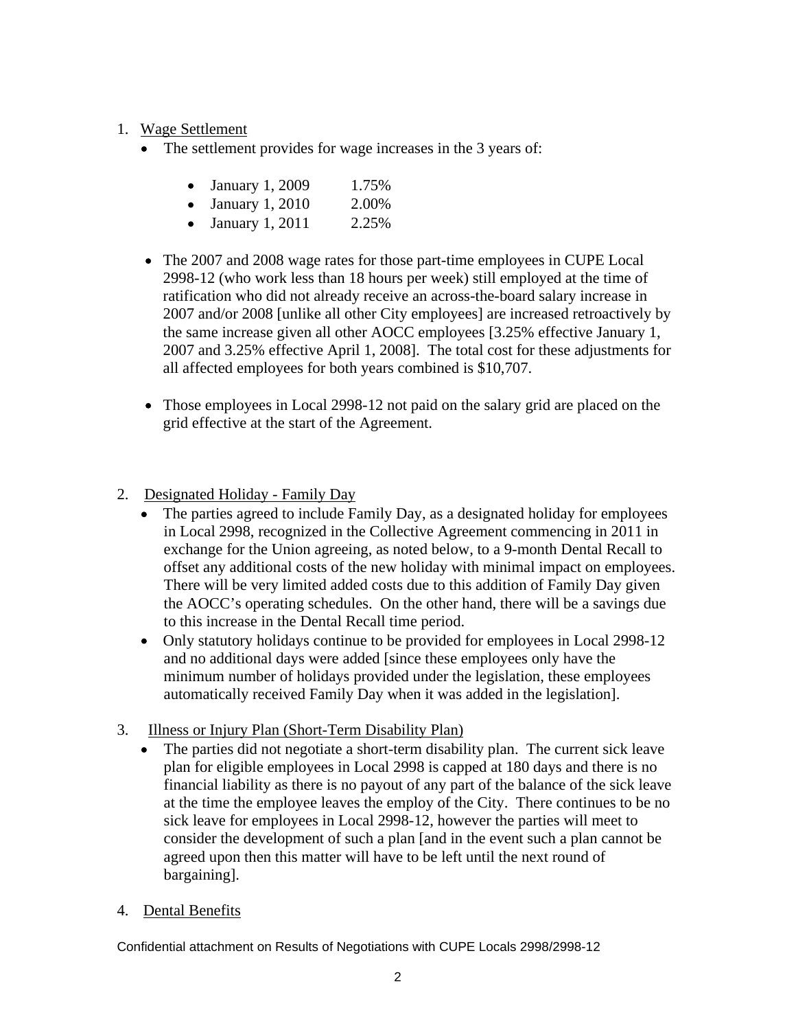1. <u>Wage Settlement</u>
   - The settlement provides for wage increases in the 3 years of:
     - January 1, 2009 1.75%
     - January 1, 2010 2.00%
     - January 1, 2011 2.25%
   - The 2007 and 2008 wage rates for those part-time employees in CUPE Local 2998-12 (who work less than 18 hours per week) still employed at the time of ratification who did not already receive an across-the-board salary increase in 2007 and/or 2008 [unlike all other City employees] are increased retroactively by the same increase given all other AOCC employees [3.25% effective January 1, 2007 and 3.25% effective April 1, 2008]. The total cost for these adjustments for all affected employees for both years combined is $10,707.
   - Those employees in Local 2998-12 not paid on the salary grid are placed on the grid effective at the start of the Agreement.

2. <u>Designated Holiday - Family Day</u>
   - The parties agreed to include Family Day, as a designated holiday for employees in Local 2998, recognized in the Collective Agreement commencing in 2011 in exchange for the Union agreeing, as noted below, to a 9-month Dental Recall to offset any additional costs of the new holiday with minimal impact on employees. There will be very limited added costs due to this addition of Family Day given the AOCC's operating schedules. On the other hand, there will be a savings due to this increase in the Dental Recall time period.
   - Only statutory holidays continue to be provided for employees in Local 2998-12 and no additional days were added [since these employees only have the minimum number of holidays provided under the legislation, these employees automatically received Family Day when it was added in the legislation].

3. <u>Illness or Injury Plan (Short-Term Disability Plan)</u>
   - The parties did not negotiate a short-term disability plan. The current sick leave plan for eligible employees in Local 2998 is capped at 180 days and there is no financial liability as there is no payout of any part of the balance of the sick leave at the time the employee leaves the employ of the City. There continues to be no sick leave for employees in Local 2998-12, however the parties will meet to consider the development of such a plan [and in the event such a plan cannot be agreed upon then this matter will have to be left until the next round of bargaining].

4. <u>Dental Benefits</u>

Confidential attachment on Results of Negotiations with CUPE Locals 2998/2998-12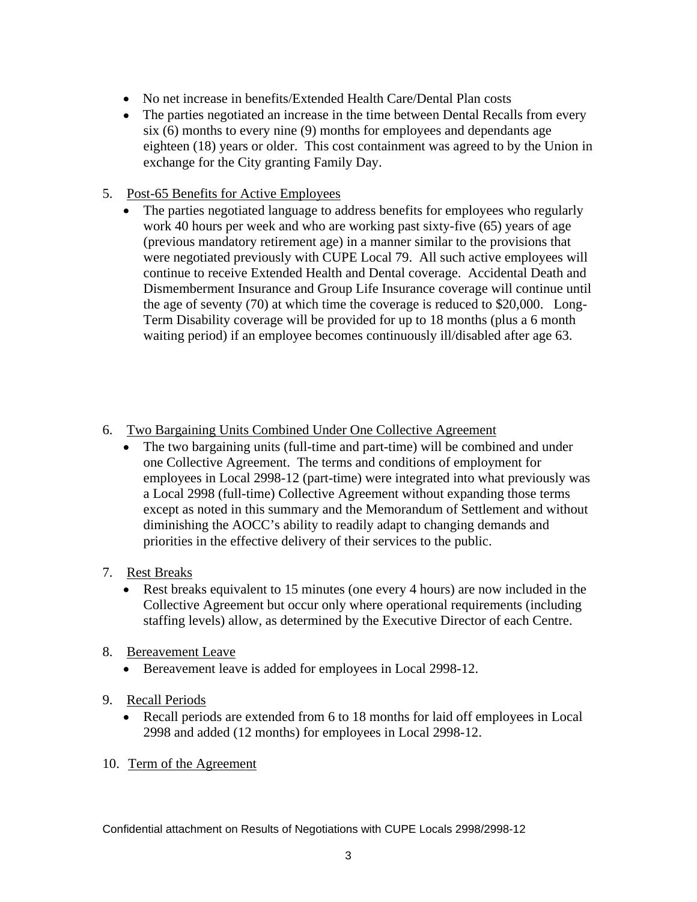- No net increase in benefits/Extended Health Care/Dental Plan costs
- The parties negotiated an increase in the time between Dental Recalls from every six (6) months to every nine (9) months for employees and dependants age eighteen (18) years or older. This cost containment was agreed to by the Union in exchange for the City granting Family Day.

5. Post-65 Benefits for Active Employees
   - The parties negotiated language to address benefits for employees who regularly work 40 hours per week and who are working past sixty-five (65) years of age (previous mandatory retirement age) in a manner similar to the provisions that were negotiated previously with CUPE Local 79. All such active employees will continue to receive Extended Health and Dental coverage. Accidental Death and Dismemberment Insurance and Group Life Insurance coverage will continue until the age of seventy (70) at which time the coverage is reduced to $20,000. Long-Term Disability coverage will be provided for up to 18 months (plus a 6 month waiting period) if an employee becomes continuously ill/disabled after age 63.

6. Two Bargaining Units Combined Under One Collective Agreement
   - The two bargaining units (full-time and part-time) will be combined and under one Collective Agreement. The terms and conditions of employment for employees in Local 2998-12 (part-time) were integrated into what previously was a Local 2998 (full-time) Collective Agreement without expanding those terms except as noted in this summary and the Memorandum of Settlement and without diminishing the AOCC's ability to readily adapt to changing demands and priorities in the effective delivery of their services to the public.

7. Rest Breaks
   - Rest breaks equivalent to 15 minutes (one every 4 hours) are now included in the Collective Agreement but occur only where operational requirements (including staffing levels) allow, as determined by the Executive Director of each Centre.

8. Bereavement Leave
   - Bereavement leave is added for employees in Local 2998-12.

9. Recall Periods
   - Recall periods are extended from 6 to 18 months for laid off employees in Local 2998 and added (12 months) for employees in Local 2998-12.

10. Term of the Agreement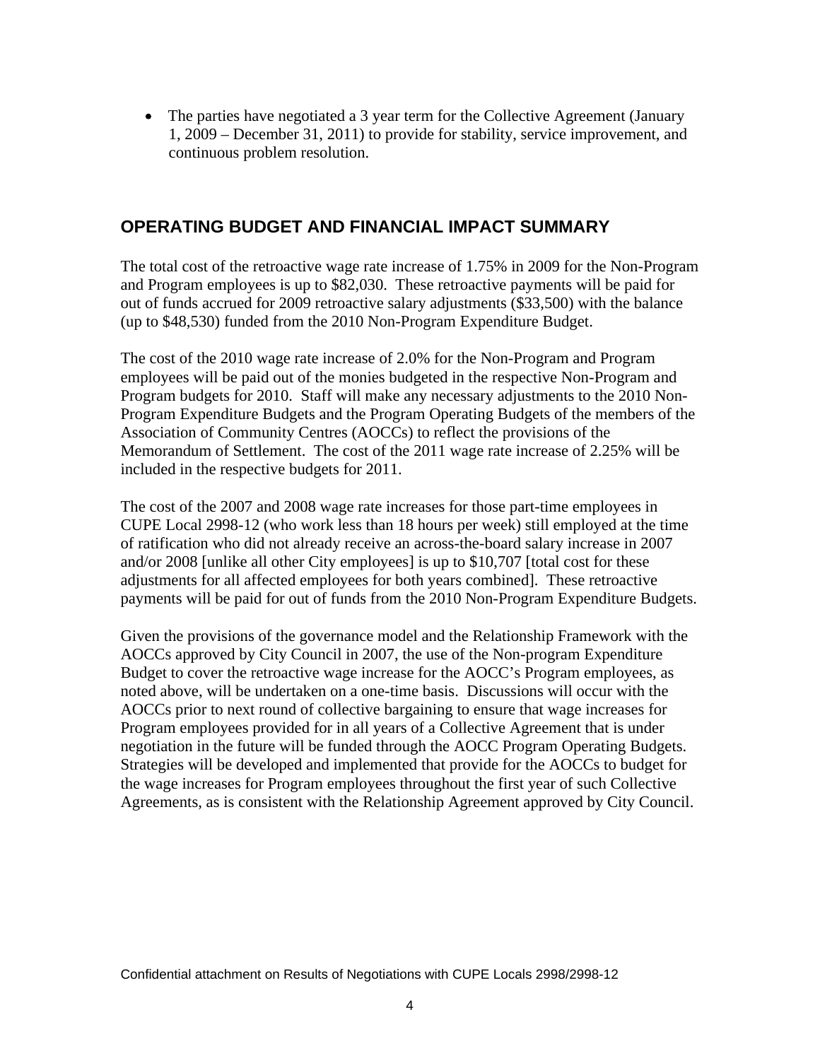- The parties have negotiated a 3 year term for the Collective Agreement (January 1, 2009 – December 31, 2011) to provide for stability, service improvement, and continuous problem resolution.

## OPERATING BUDGET AND FINANCIAL IMPACT SUMMARY

The total cost of the retroactive wage rate increase of 1.75% in 2009 for the Non-Program and Program employees is up to $82,030. These retroactive payments will be paid for out of funds accrued for 2009 retroactive salary adjustments ($33,500) with the balance (up to $48,530) funded from the 2010 Non-Program Expenditure Budget.

The cost of the 2010 wage rate increase of 2.0% for the Non-Program and Program employees will be paid out of the monies budgeted in the respective Non-Program and Program budgets for 2010. Staff will make any necessary adjustments to the 2010 Non-Program Expenditure Budgets and the Program Operating Budgets of the members of the Association of Community Centres (AOCCs) to reflect the provisions of the Memorandum of Settlement. The cost of the 2011 wage rate increase of 2.25% will be included in the respective budgets for 2011.

The cost of the 2007 and 2008 wage rate increases for those part-time employees in CUPE Local 2998-12 (who work less than 18 hours per week) still employed at the time of ratification who did not already receive an across-the-board salary increase in 2007 and/or 2008 [unlike all other City employees] is up to $10,707 [total cost for these adjustments for all affected employees for both years combined]. These retroactive payments will be paid for out of funds from the 2010 Non-Program Expenditure Budgets.

Given the provisions of the governance model and the Relationship Framework with the AOCCs approved by City Council in 2007, the use of the Non-program Expenditure Budget to cover the retroactive wage increase for the AOCC's Program employees, as noted above, will be undertaken on a one-time basis. Discussions will occur with the AOCCs prior to next round of collective bargaining to ensure that wage increases for Program employees provided for in all years of a Collective Agreement that is under negotiation in the future will be funded through the AOCC Program Operating Budgets. Strategies will be developed and implemented that provide for the AOCCs to budget for the wage increases for Program employees throughout the first year of such Collective Agreements, as is consistent with the Relationship Agreement approved by City Council.